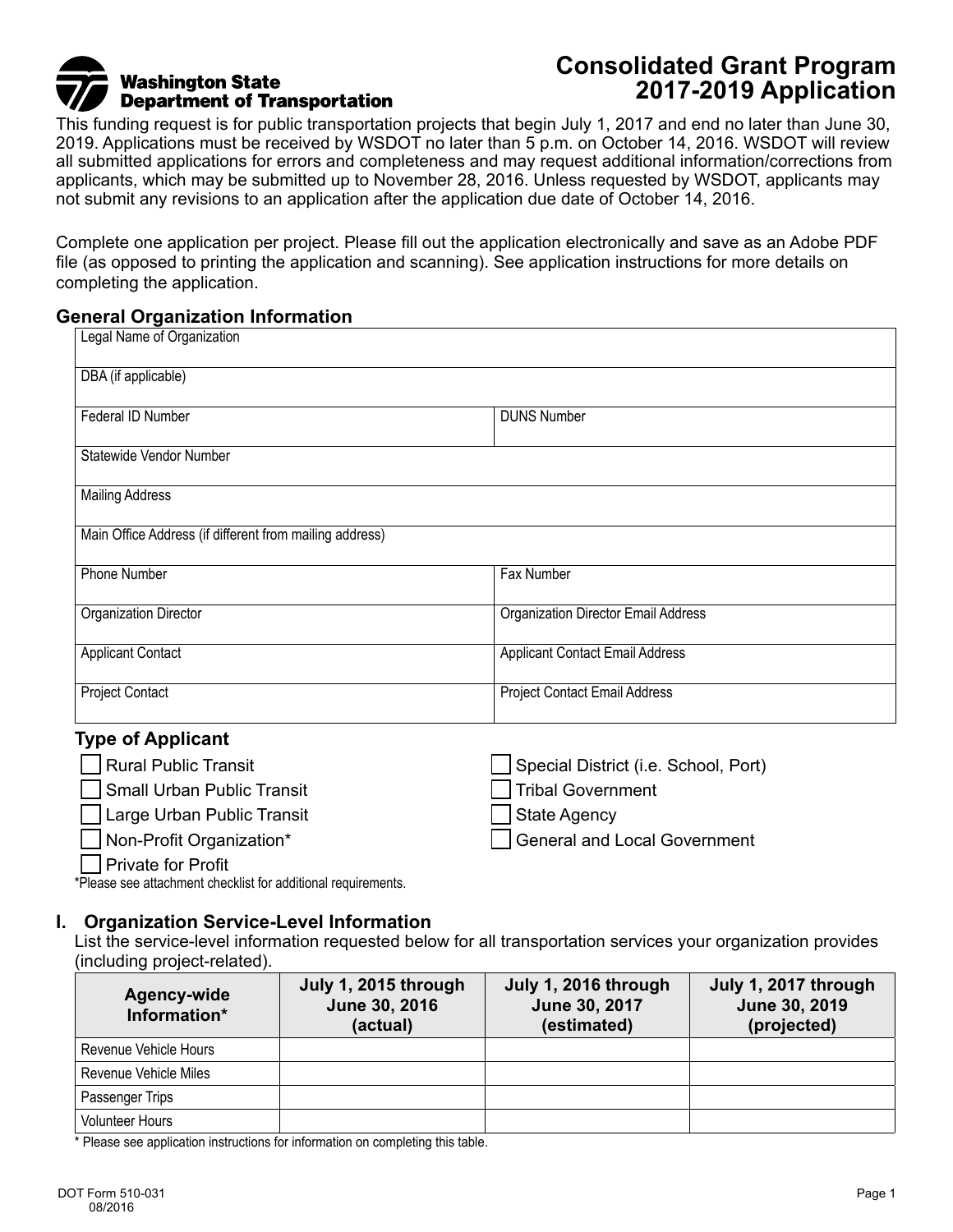# Consolidated Grant Program 2017-2019 Application

Washington State Department of Transportation

This funding request is for public transportation projects that begin July 1, 2017 and end no later than June 30, 2019. Applications must be received by WSDOT no later than 5 p.m. on October 14, 2016. WSDOT will review all submitted applications for errors and completeness and may request additional information/corrections from applicants, which may be submitted up to November 28, 2016. Unless requested by WSDOT, applicants may not submit any revisions to an application after the application due date of October 14, 2016.

Complete one application per project. Please fill out the application electronically and save as an Adobe PDF file (as opposed to printing the application and scanning). See application instructions for more details on completing the application.

## General Organization Information

| Legal Name of Organization | |
|---|---|
| DBA (if applicable) | |
| Federal ID Number | DUNS Number |
| Statewide Vendor Number | |
| Mailing Address | |
| Main Office Address (if different from mailing address) | |
| Phone Number | Fax Number |
| Organization Director | Organization Director Email Address |
| Applicant Contact | Applicant Contact Email Address |
| Project Contact | Project Contact Email Address |

### Type of Applicant

- ☐ Rural Public Transit
- ☐ Small Urban Public Transit
- ☐ Large Urban Public Transit
- ☐ Non-Profit Organization*
- ☐ Private for Profit
- ☐ Special District (i.e. School, Port)
- ☐ Tribal Government
- ☐ State Agency
- ☐ General and Local Government

*Please see attachment checklist for additional requirements.

## I. Organization Service-Level Information

List the service-level information requested below for all transportation services your organization provides (including project-related).

| Agency-wide Information* | July 1, 2015 through June 30, 2016 (actual) | July 1, 2016 through June 30, 2017 (estimated) | July 1, 2017 through June 30, 2019 (projected) |
|---|---|---|---|
| Revenue Vehicle Hours | | | |
| Revenue Vehicle Miles | | | |
| Passenger Trips | | | |
| Volunteer Hours | | | |

* Please see application instructions for information on completing this table.

DOT Form 510-031
08/2016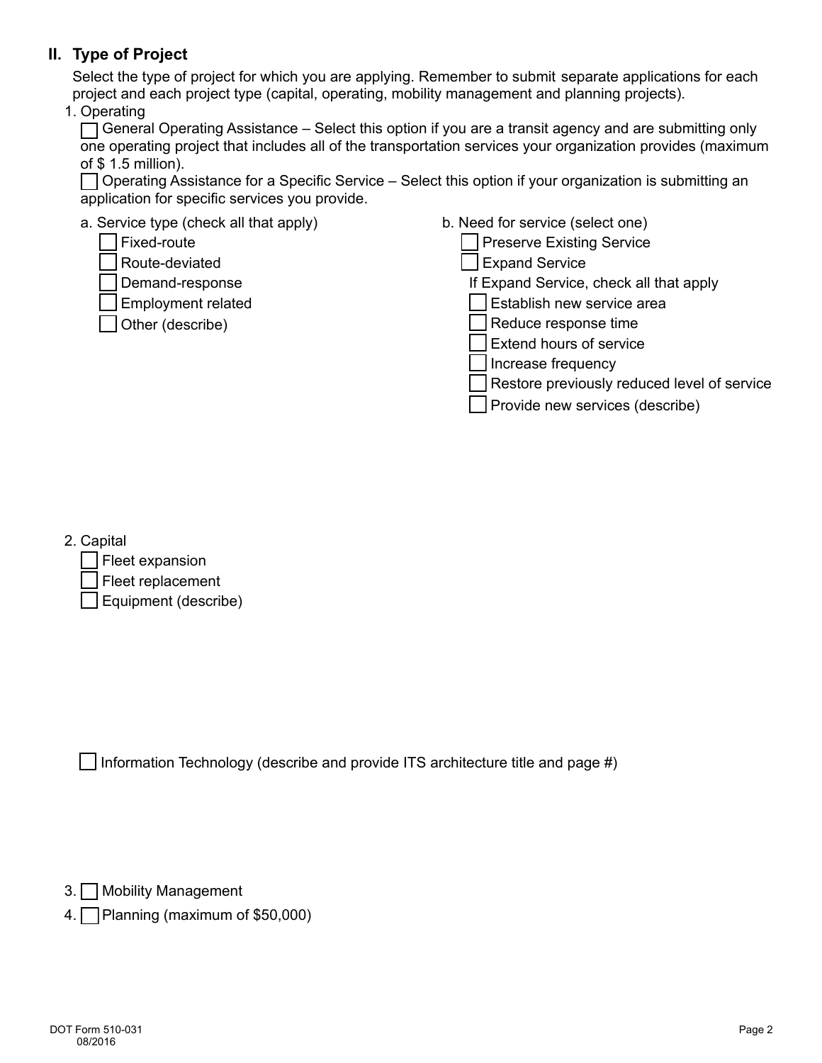## II. Type of Project

Select the type of project for which you are applying. Remember to submit separate applications for each project and each project type (capital, operating, mobility management and planning projects).

1. Operating

   ☐ General Operating Assistance – Select this option if you are a transit agency and are submitting only one operating project that includes all of the transportation services your organization provides (maximum of $ 1.5 million).

   ☐ Operating Assistance for a Specific Service – Select this option if your organization is submitting an application for specific services you provide.

   a. Service type (check all that apply)
   - ☐ Fixed-route
   - ☐ Route-deviated
   - ☐ Demand-response
   - ☐ Employment related
   - ☐ Other (describe)

   b. Need for service (select one)
   - ☐ Preserve Existing Service
   - ☐ Expand Service

   If Expand Service, check all that apply
   - ☐ Establish new service area
   - ☐ Reduce response time
   - ☐ Extend hours of service
   - ☐ Increase frequency
   - ☐ Restore previously reduced level of service
   - ☐ Provide new services (describe)

2. Capital
   - ☐ Fleet expansion
   - ☐ Fleet replacement
   - ☐ Equipment (describe)

   ☐ Information Technology (describe and provide ITS architecture title and page #)

3. ☐ Mobility Management

4. ☐ Planning (maximum of $50,000)

DOT Form 510-031
08/2016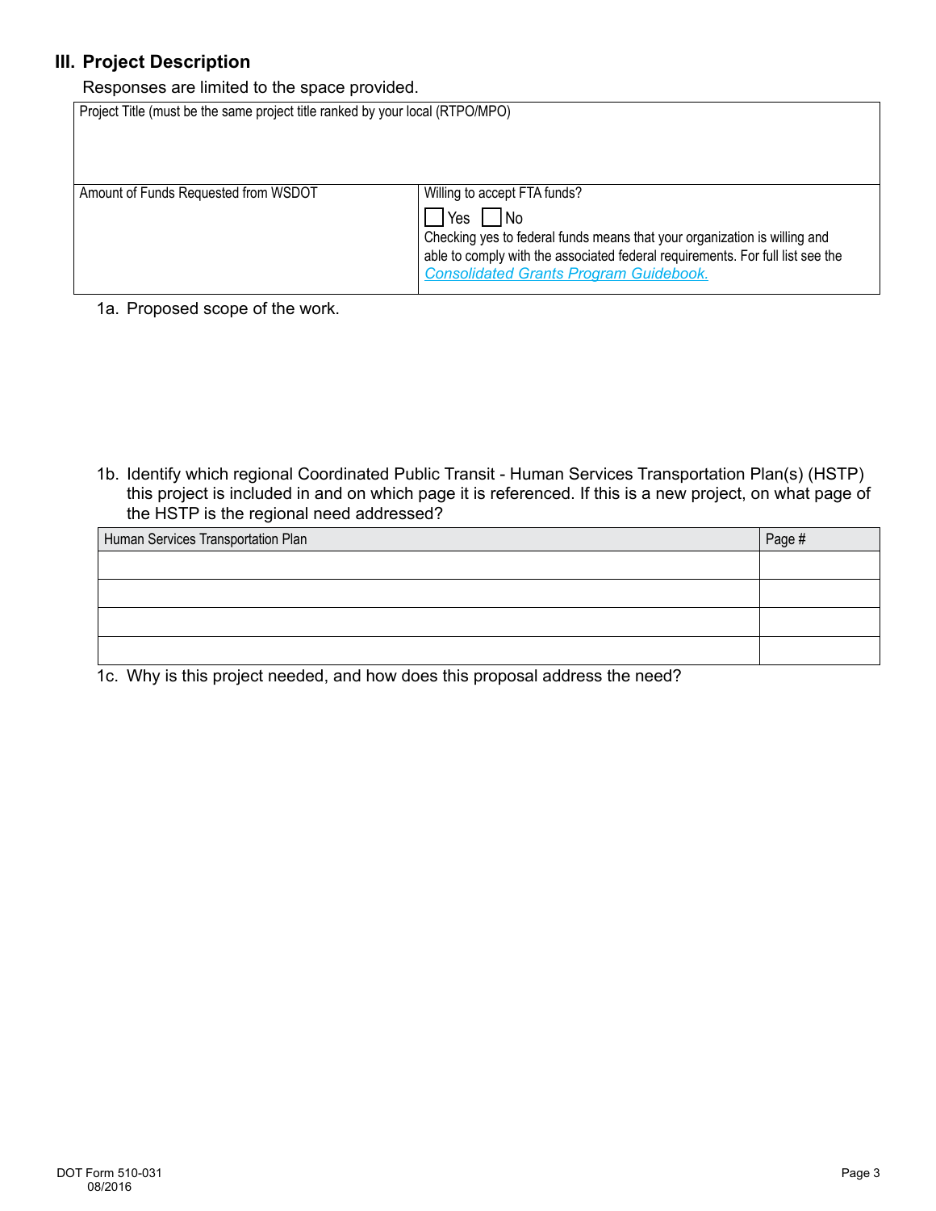## III. Project Description

Responses are limited to the space provided.

| Project Title (must be the same project title ranked by your local (RTPO/MPO) | |
|---|---|
| Amount of Funds Requested from WSDOT | Willing to accept FTA funds?<br>☐ Yes ☐ No<br>Checking yes to federal funds means that your organization is willing and able to comply with the associated federal requirements. For full list see the *Consolidated Grants Program Guidebook.* |

1a. Proposed scope of the work.

1b. Identify which regional Coordinated Public Transit - Human Services Transportation Plan(s) (HSTP) this project is included in and on which page it is referenced. If this is a new project, on what page of the HSTP is the regional need addressed?

| Human Services Transportation Plan | Page # |
|---|---|
| | |
| | |
| | |
| | |

1c. Why is this project needed, and how does this proposal address the need?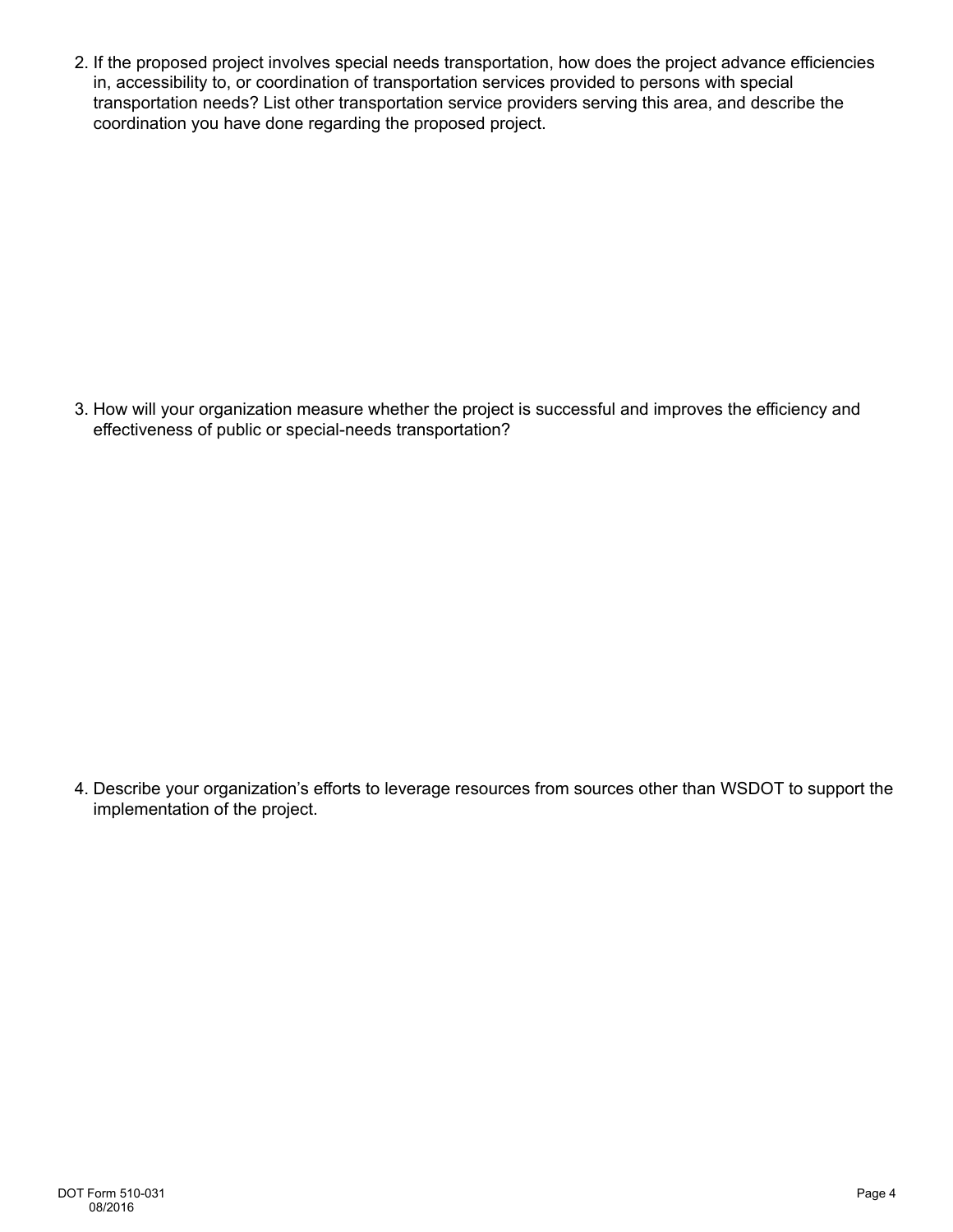2. If the proposed project involves special needs transportation, how does the project advance efficiencies in, accessibility to, or coordination of transportation services provided to persons with special transportation needs? List other transportation service providers serving this area, and describe the coordination you have done regarding the proposed project.

3. How will your organization measure whether the project is successful and improves the efficiency and effectiveness of public or special-needs transportation?

4. Describe your organization's efforts to leverage resources from sources other than WSDOT to support the implementation of the project.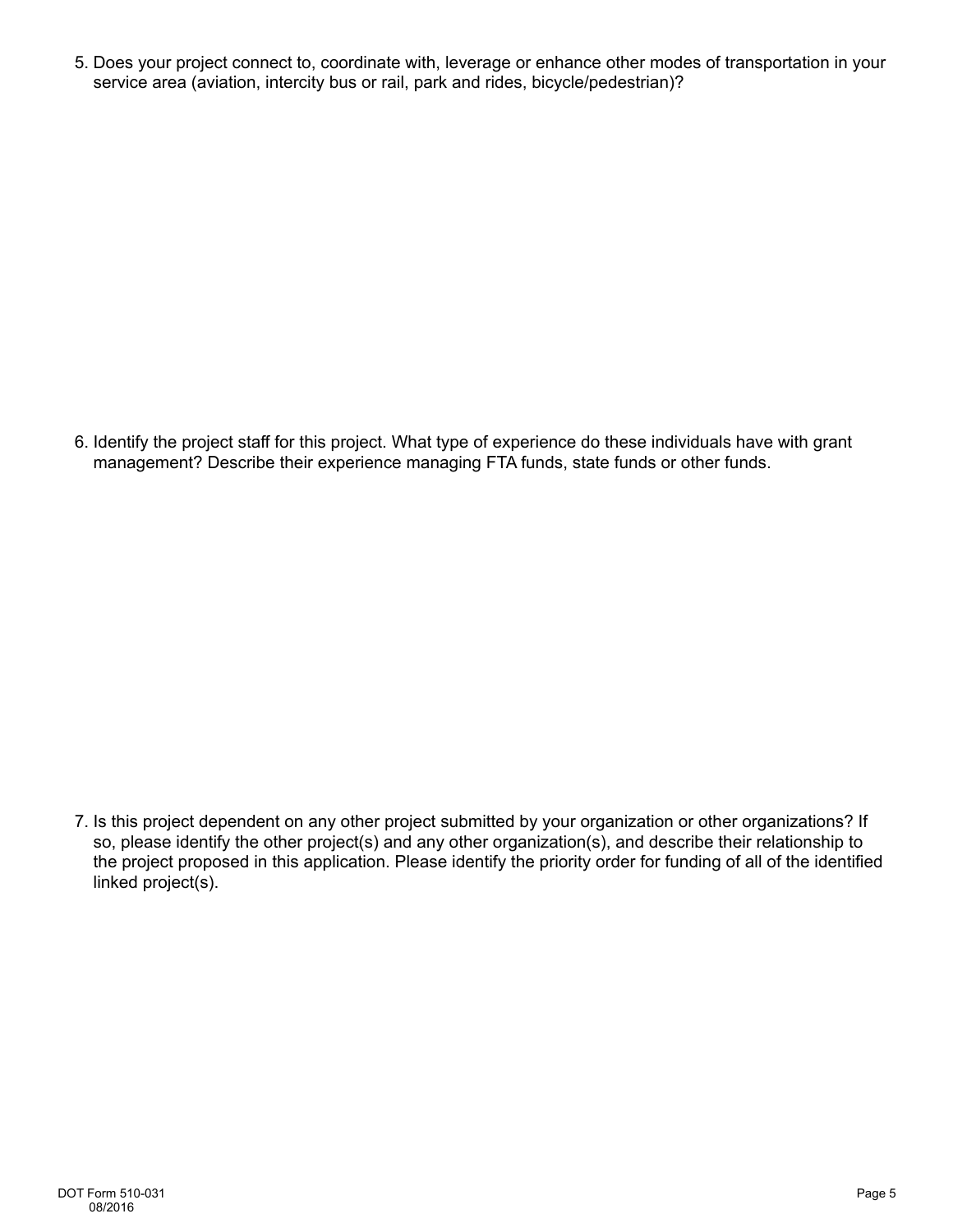5. Does your project connect to, coordinate with, leverage or enhance other modes of transportation in your service area (aviation, intercity bus or rail, park and rides, bicycle/pedestrian)?

6. Identify the project staff for this project. What type of experience do these individuals have with grant management? Describe their experience managing FTA funds, state funds or other funds.

7. Is this project dependent on any other project submitted by your organization or other organizations? If so, please identify the other project(s) and any other organization(s), and describe their relationship to the project proposed in this application. Please identify the priority order for funding of all of the identified linked project(s).

DOT Form 510-031
08/2016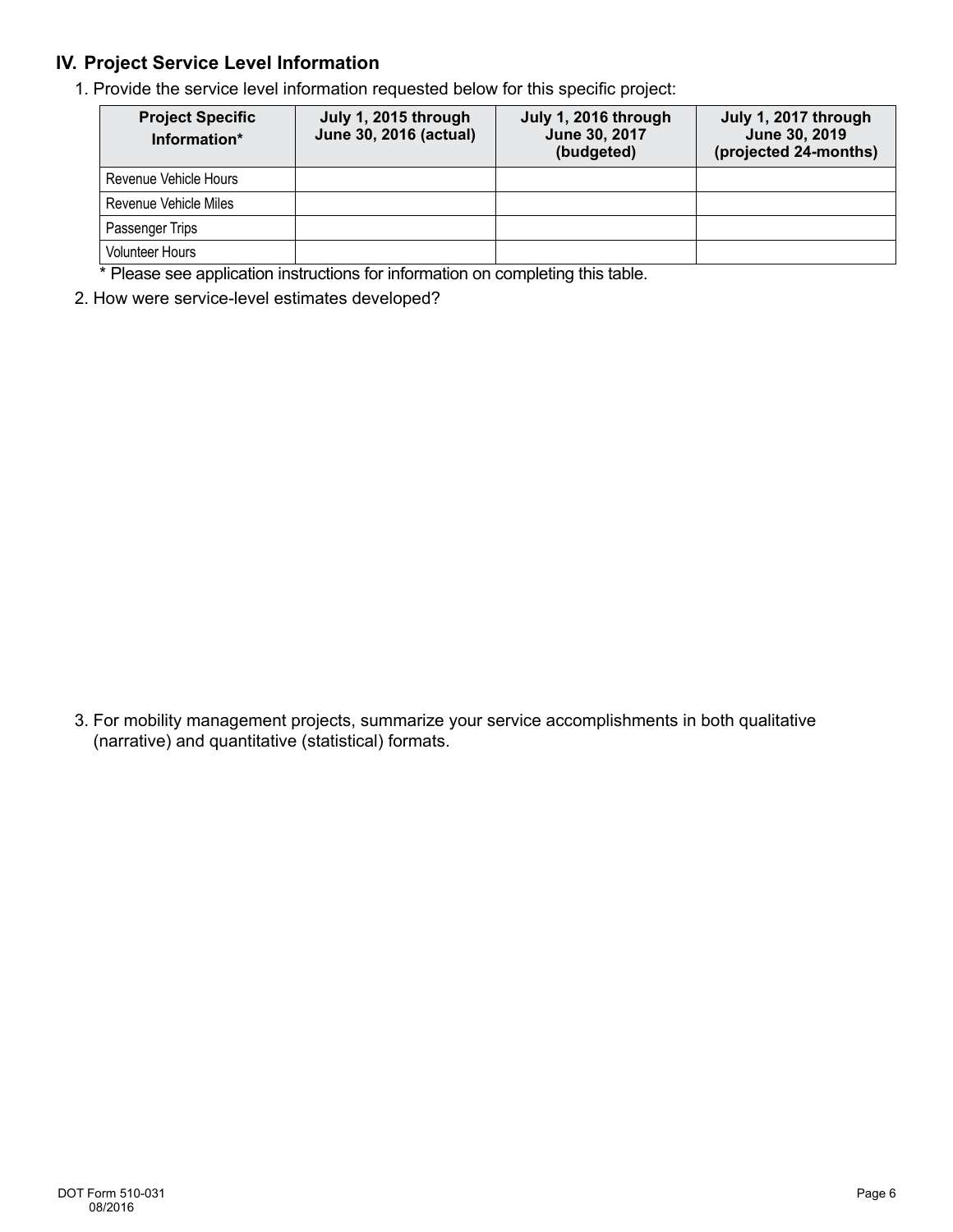## IV. Project Service Level Information

1. Provide the service level information requested below for this specific project:

| Project Specific Information* | July 1, 2015 through June 30, 2016 (actual) | July 1, 2016 through June 30, 2017 (budgeted) | July 1, 2017 through June 30, 2019 (projected 24-months) |
|---|---|---|---|
| Revenue Vehicle Hours | | | |
| Revenue Vehicle Miles | | | |
| Passenger Trips | | | |
| Volunteer Hours | | | |

\* Please see application instructions for information on completing this table.

2. How were service-level estimates developed?

3. For mobility management projects, summarize your service accomplishments in both qualitative (narrative) and quantitative (statistical) formats.

DOT Form 510-031
08/2016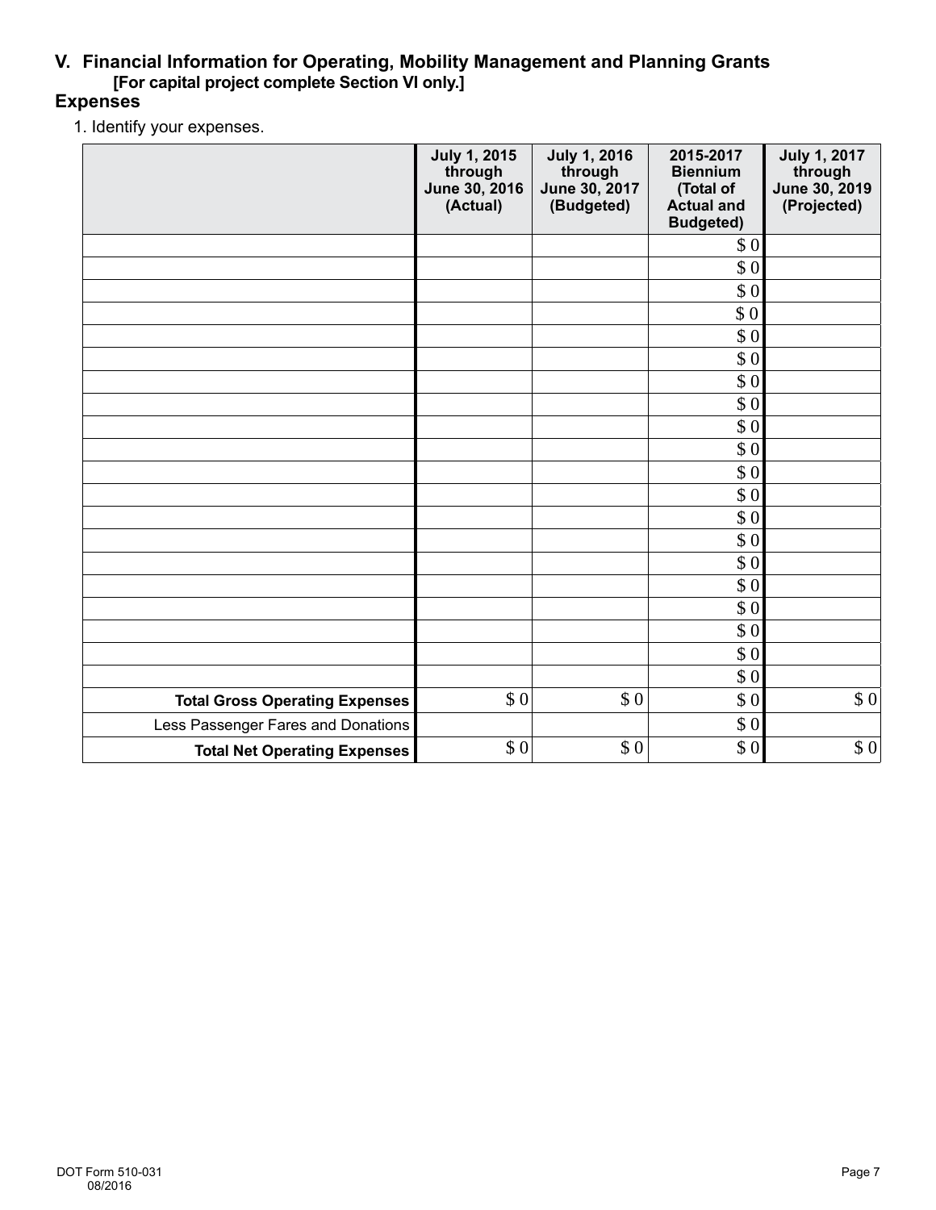## V. Financial Information for Operating, Mobility Management and Planning Grants

**[For capital project complete Section VI only.]**

### Expenses

1. Identify your expenses.

| | July 1, 2015 through June 30, 2016 (Actual) | July 1, 2016 through June 30, 2017 (Budgeted) | 2015-2017 Biennium (Total of Actual and Budgeted) | July 1, 2017 through June 30, 2019 (Projected) |
|---|---|---|---|---|
| | | | $ 0 | |
| | | | $ 0 | |
| | | | $ 0 | |
| | | | $ 0 | |
| | | | $ 0 | |
| | | | $ 0 | |
| | | | $ 0 | |
| | | | $ 0 | |
| | | | $ 0 | |
| | | | $ 0 | |
| | | | $ 0 | |
| | | | $ 0 | |
| | | | $ 0 | |
| | | | $ 0 | |
| | | | $ 0 | |
| | | | $ 0 | |
| | | | $ 0 | |
| | | | $ 0 | |
| | | | $ 0 | |
| | | | $ 0 | |
| **Total Gross Operating Expenses** | $ 0 | $ 0 | $ 0 | $ 0 |
| Less Passenger Fares and Donations | | | $ 0 | |
| **Total Net Operating Expenses** | $ 0 | $ 0 | $ 0 | $ 0 |

DOT Form 510-031
08/2016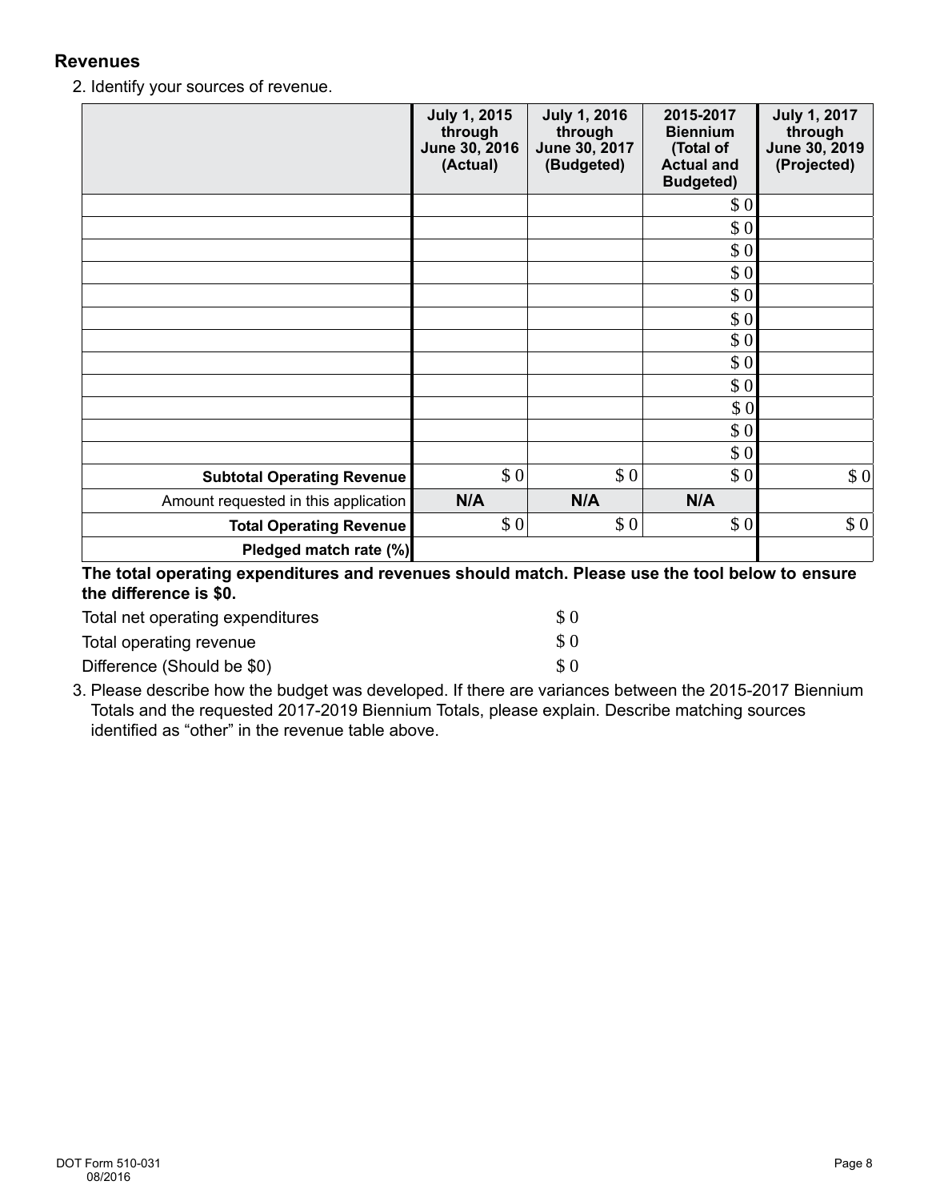## Revenues

2. Identify your sources of revenue.

| | July 1, 2015 through June 30, 2016 (Actual) | July 1, 2016 through June 30, 2017 (Budgeted) | 2015-2017 Biennium (Total of Actual and Budgeted) | July 1, 2017 through June 30, 2019 (Projected) |
|---|---|---|---|---|
| | | | $ 0 | |
| | | | $ 0 | |
| | | | $ 0 | |
| | | | $ 0 | |
| | | | $ 0 | |
| | | | $ 0 | |
| | | | $ 0 | |
| | | | $ 0 | |
| | | | $ 0 | |
| | | | $ 0 | |
| | | | $ 0 | |
| | | | $ 0 | |
| **Subtotal Operating Revenue** | $ 0 | $ 0 | $ 0 | $ 0 |
| Amount requested in this application | **N/A** | **N/A** | **N/A** | |
| **Total Operating Revenue** | $ 0 | $ 0 | $ 0 | $ 0 |
| **Pledged match rate (%)** | | | | |

**The total operating expenditures and revenues should match. Please use the tool below to ensure the difference is $0.**

| | |
|---|---|
| Total net operating expenditures | $ 0 |
| Total operating revenue | $ 0 |
| Difference (Should be $0) | $ 0 |

3. Please describe how the budget was developed. If there are variances between the 2015-2017 Biennium Totals and the requested 2017-2019 Biennium Totals, please explain. Describe matching sources identified as "other" in the revenue table above.

DOT Form 510-031
08/2016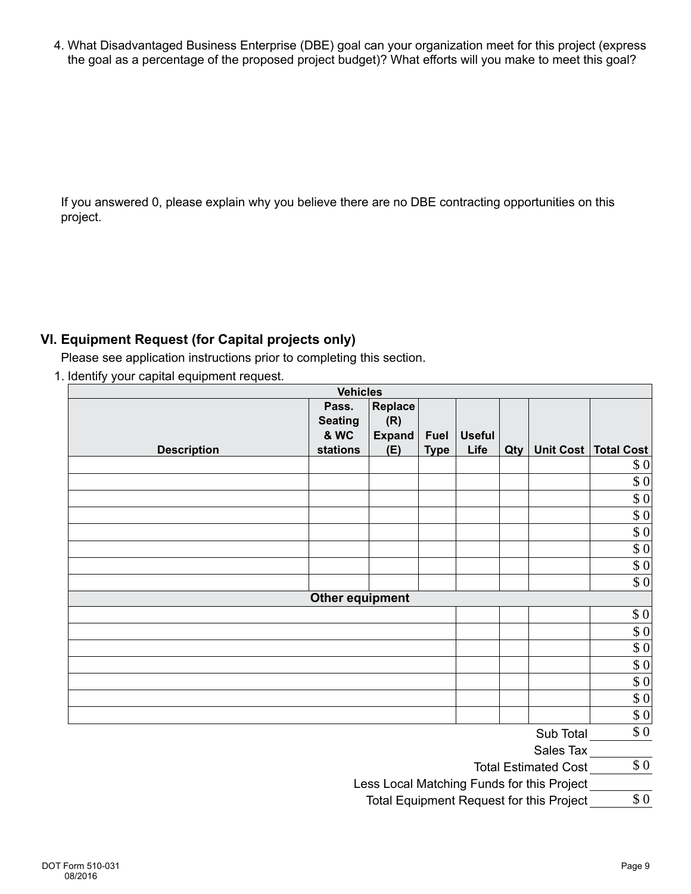4. What Disadvantaged Business Enterprise (DBE) goal can your organization meet for this project (express the goal as a percentage of the proposed project budget)? What efforts will you make to meet this goal?

If you answered 0, please explain why you believe there are no DBE contracting opportunities on this project.

## VI. Equipment Request (for Capital projects only)

Please see application instructions prior to completing this section.

1. Identify your capital equipment request.

| Vehicles | | | | | | | |
|---|---|---|---|---|---|---|---|
| **Description** | **Pass. Seating & WC stations** | **Replace (R) Expand (E)** | **Fuel Type** | **Useful Life** | **Qty** | **Unit Cost** | **Total Cost** |
| | | | | | | | $ 0 |
| | | | | | | | $ 0 |
| | | | | | | | $ 0 |
| | | | | | | | $ 0 |
| | | | | | | | $ 0 |
| | | | | | | | $ 0 |
| | | | | | | | $ 0 |
| | | | | | | | $ 0 |
| **Other equipment** | | | | | | | |
| | | | | | | | $ 0 |
| | | | | | | | $ 0 |
| | | | | | | | $ 0 |
| | | | | | | | $ 0 |
| | | | | | | | $ 0 |
| | | | | | | | $ 0 |
| | | | | | | | $ 0 |

| | |
|---|---|
| Sub Total | $ 0 |
| Sales Tax | |
| Total Estimated Cost | $ 0 |
| Less Local Matching Funds for this Project | |
| Total Equipment Request for this Project | $ 0 |

DOT Form 510-031
08/2016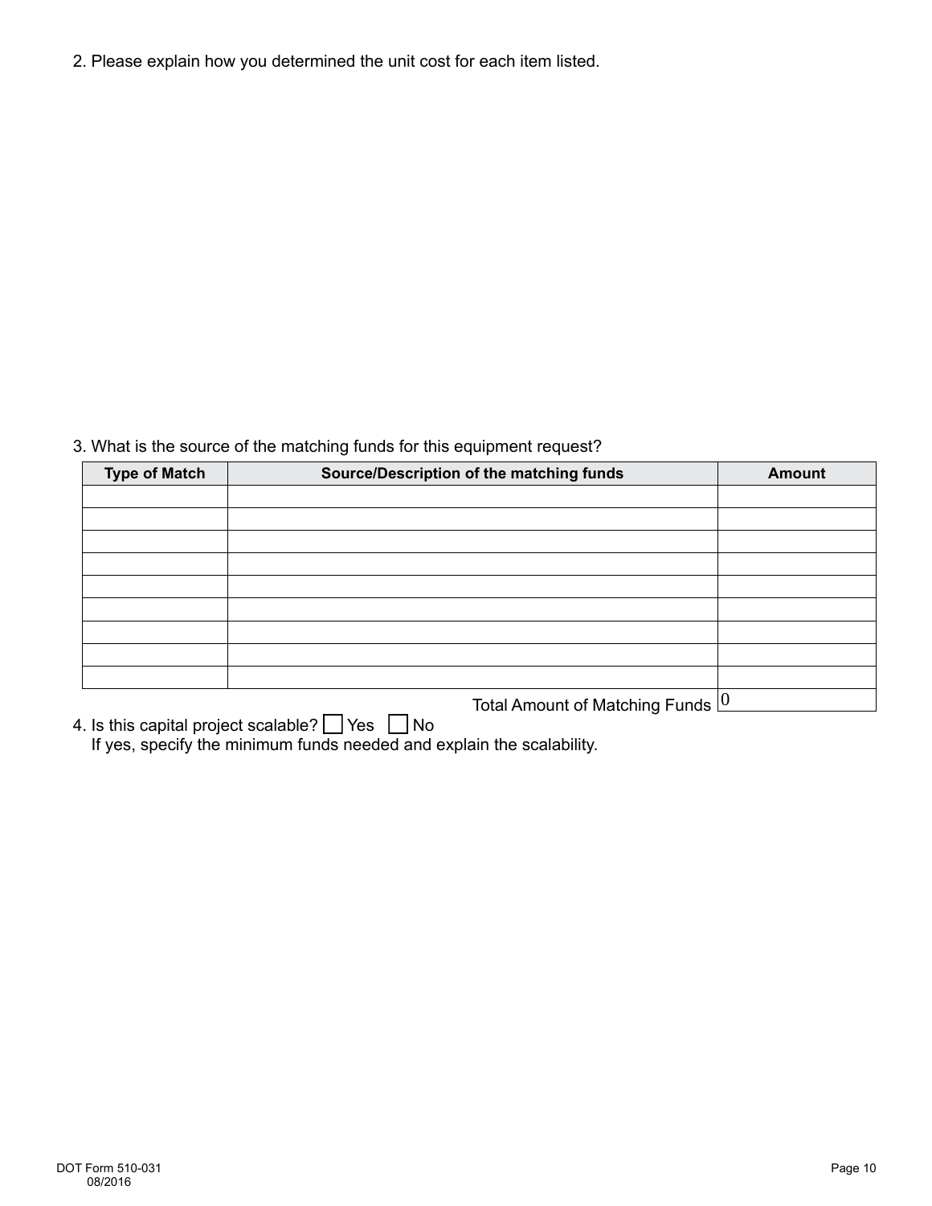2. Please explain how you determined the unit cost for each item listed.

3. What is the source of the matching funds for this equipment request?

| Type of Match | Source/Description of the matching funds | Amount |
|---|---|---|
| | | |
| | | |
| | | |
| | | |
| | | |
| | | |
| | | |
| | | |
| | | |
| | Total Amount of Matching Funds | 0 |

4. Is this capital project scalable? ☐ Yes ☐ No
   If yes, specify the minimum funds needed and explain the scalability.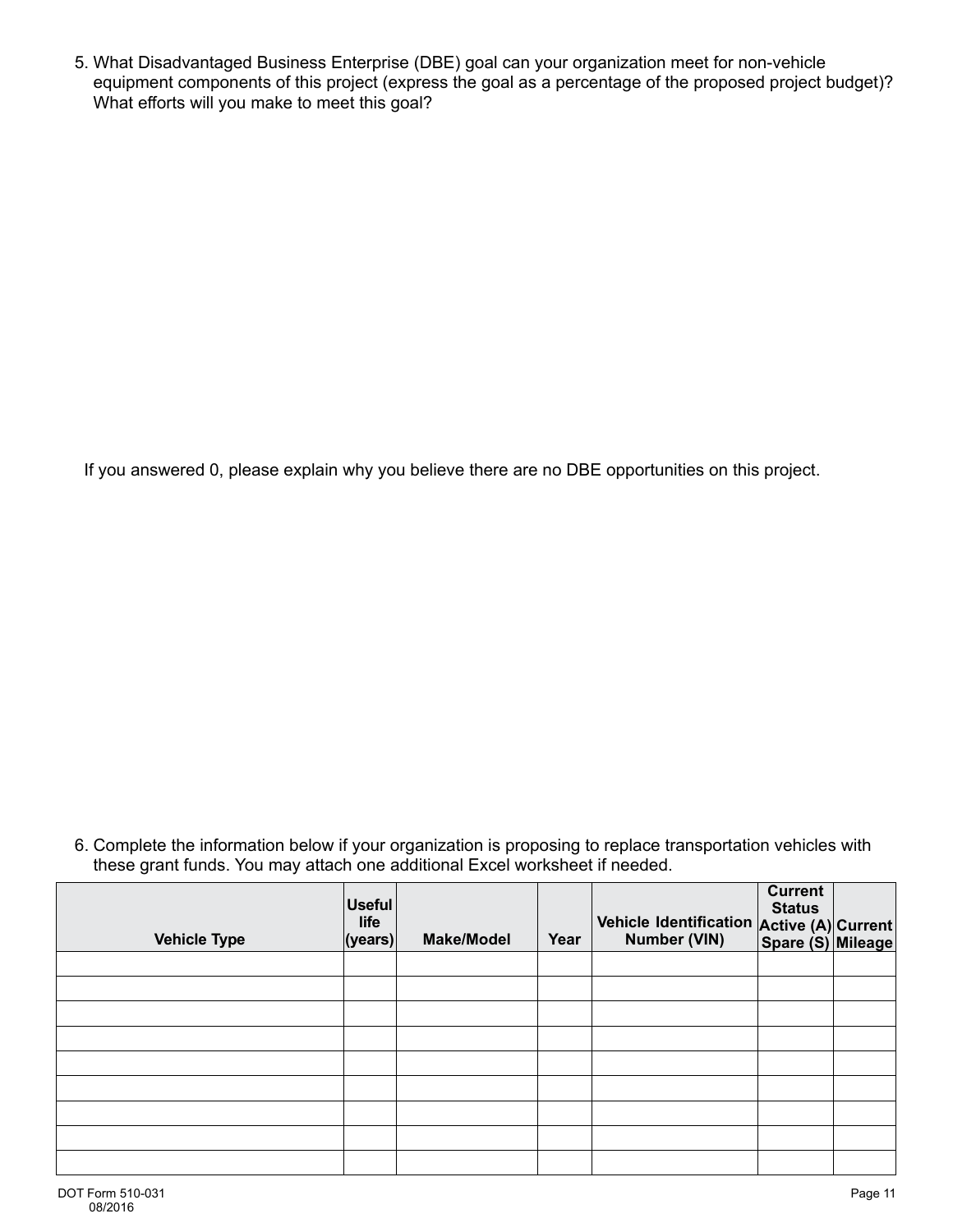5. What Disadvantaged Business Enterprise (DBE) goal can your organization meet for non-vehicle equipment components of this project (express the goal as a percentage of the proposed project budget)? What efforts will you make to meet this goal?

If you answered 0, please explain why you believe there are no DBE opportunities on this project.

6. Complete the information below if your organization is proposing to replace transportation vehicles with these grant funds. You may attach one additional Excel worksheet if needed.

| Vehicle Type | Useful life (years) | Make/Model | Year | Vehicle Identification Number (VIN) | Current Status Active (A) Spare (S) | Current Mileage |
|---|---|---|---|---|---|---|
| | | | | | | |
| | | | | | | |
| | | | | | | |
| | | | | | | |
| | | | | | | |
| | | | | | | |
| | | | | | | |
| | | | | | | |
| | | | | | | |

DOT Form 510-031
08/2016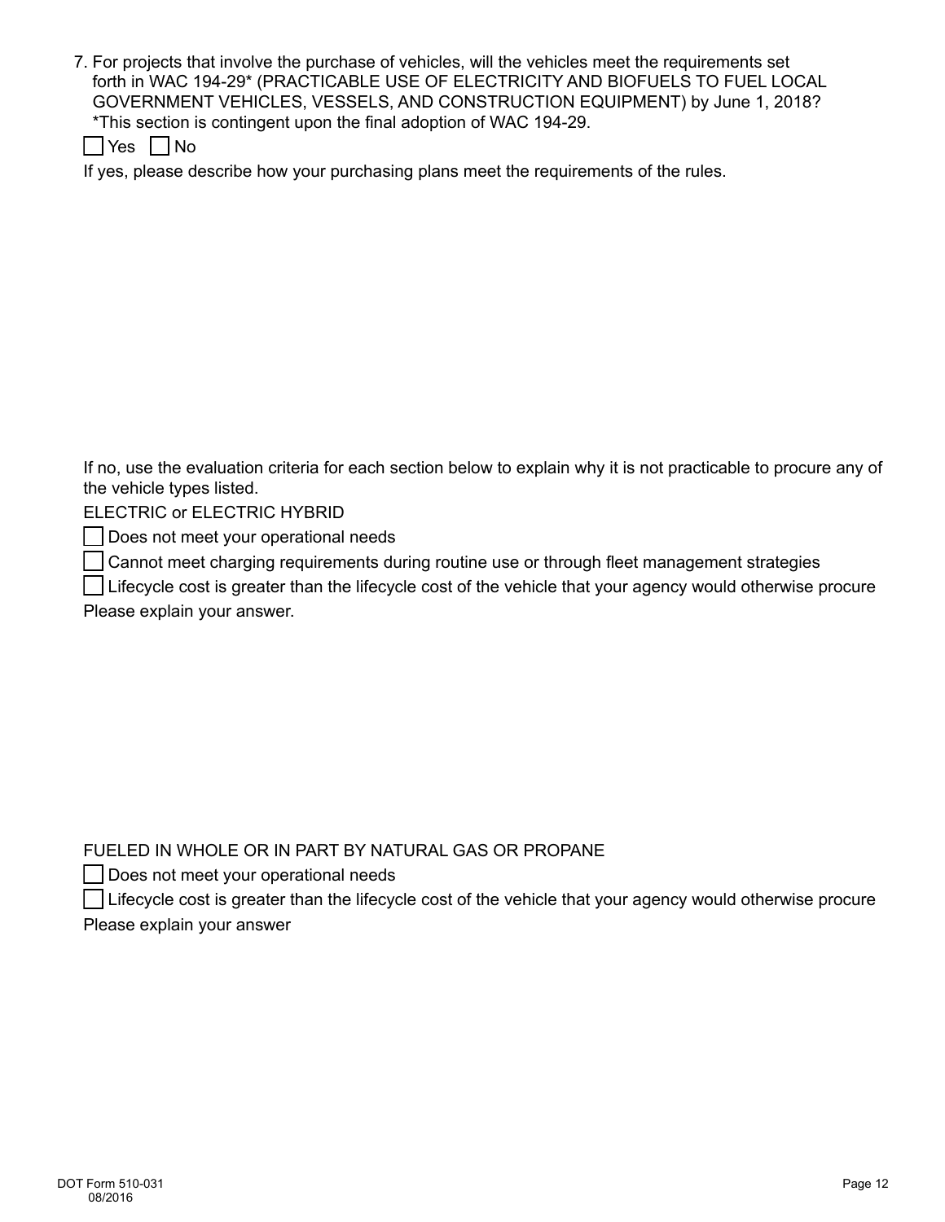7. For projects that involve the purchase of vehicles, will the vehicles meet the requirements set forth in WAC 194-29* (PRACTICABLE USE OF ELECTRICITY AND BIOFUELS TO FUEL LOCAL GOVERNMENT VEHICLES, VESSELS, AND CONSTRUCTION EQUIPMENT) by June 1, 2018?
   *This section is contingent upon the final adoption of WAC 194-29.

   ☐ Yes ☐ No

   If yes, please describe how your purchasing plans meet the requirements of the rules.

   If no, use the evaluation criteria for each section below to explain why it is not practicable to procure any of the vehicle types listed.

   ELECTRIC or ELECTRIC HYBRID

   ☐ Does not meet your operational needs

   ☐ Cannot meet charging requirements during routine use or through fleet management strategies

   ☐ Lifecycle cost is greater than the lifecycle cost of the vehicle that your agency would otherwise procure

   Please explain your answer.

   FUELED IN WHOLE OR IN PART BY NATURAL GAS OR PROPANE

   ☐ Does not meet your operational needs

   ☐ Lifecycle cost is greater than the lifecycle cost of the vehicle that your agency would otherwise procure

   Please explain your answer

DOT Form 510-031
08/2016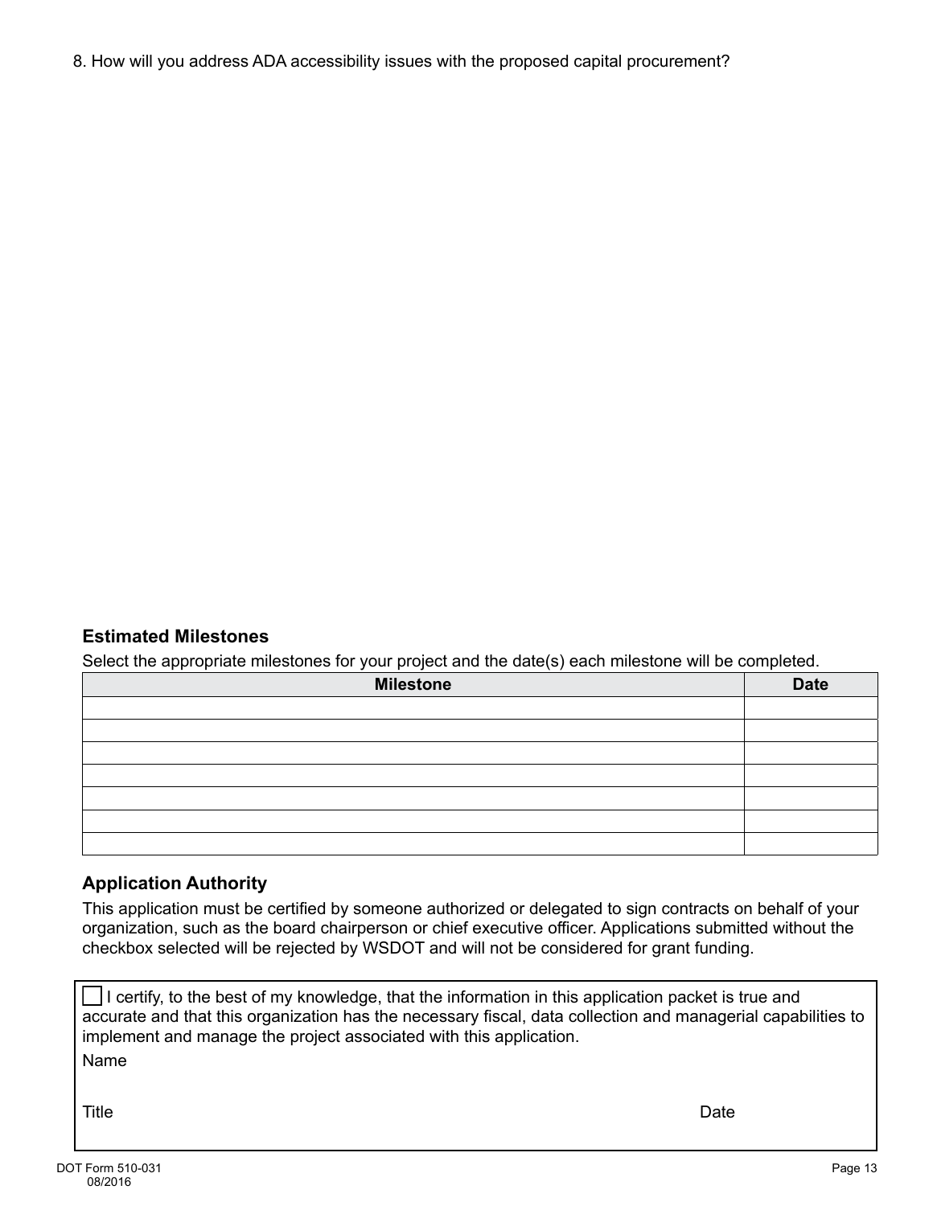8. How will you address ADA accessibility issues with the proposed capital procurement?

### Estimated Milestones

Select the appropriate milestones for your project and the date(s) each milestone will be completed.

| Milestone | Date |
| --- | --- |
| | |
| | |
| | |
| | |
| | |
| | |
| | |

### Application Authority

This application must be certified by someone authorized or delegated to sign contracts on behalf of your organization, such as the board chairperson or chief executive officer. Applications submitted without the checkbox selected will be rejected by WSDOT and will not be considered for grant funding.

☐ I certify, to the best of my knowledge, that the information in this application packet is true and accurate and that this organization has the necessary fiscal, data collection and managerial capabilities to implement and manage the project associated with this application.

Name

Title

Date

DOT Form 510-031
08/2016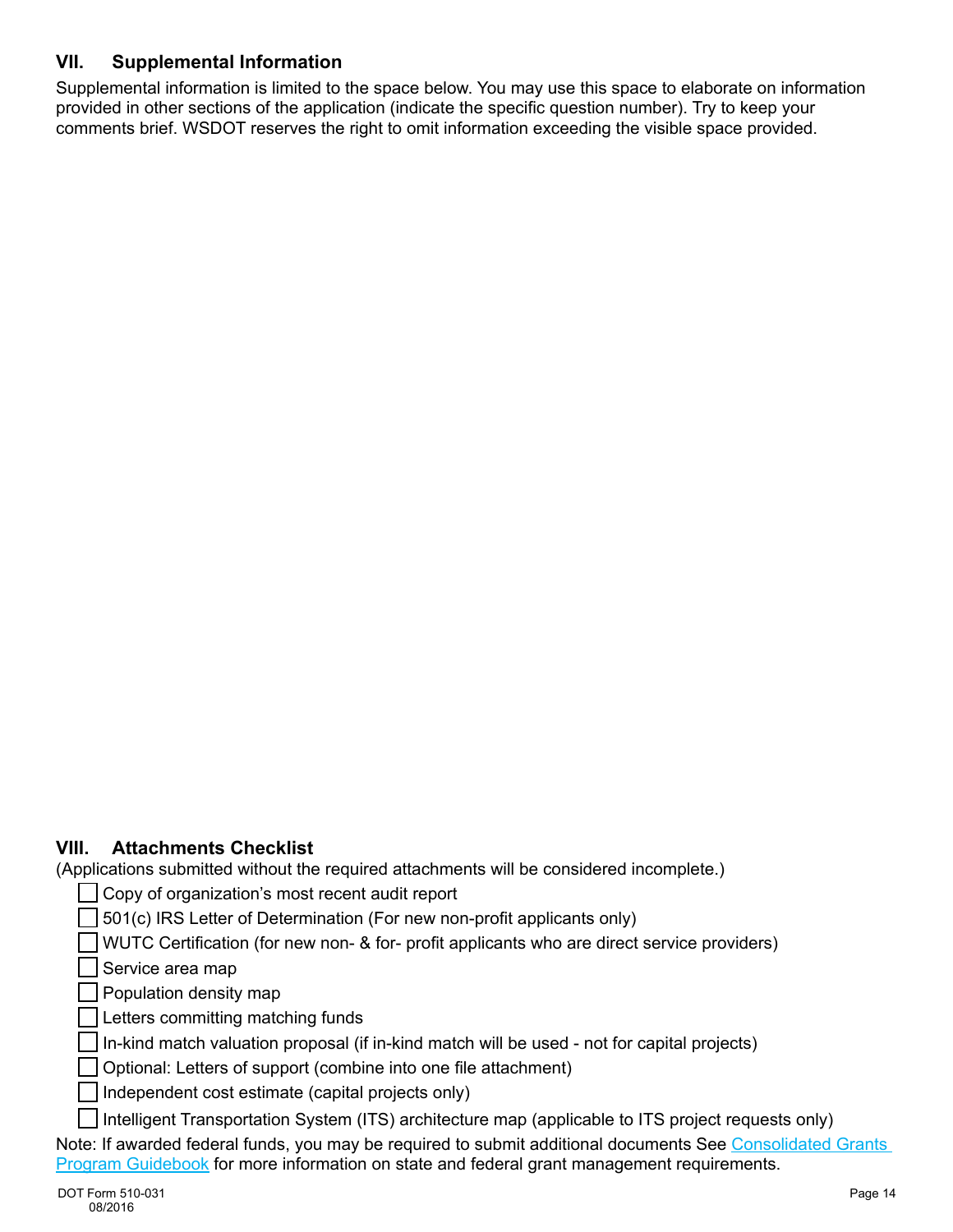## VII. Supplemental Information

Supplemental information is limited to the space below. You may use this space to elaborate on information provided in other sections of the application (indicate the specific question number). Try to keep your comments brief. WSDOT reserves the right to omit information exceeding the visible space provided.

## VIII. Attachments Checklist

(Applications submitted without the required attachments will be considered incomplete.)

- [ ] Copy of organization's most recent audit report
- [ ] 501(c) IRS Letter of Determination (For new non-profit applicants only)
- [ ] WUTC Certification (for new non- & for- profit applicants who are direct service providers)
- [ ] Service area map
- [ ] Population density map
- [ ] Letters committing matching funds
- [ ] In-kind match valuation proposal (if in-kind match will be used - not for capital projects)
- [ ] Optional: Letters of support (combine into one file attachment)
- [ ] Independent cost estimate (capital projects only)
- [ ] Intelligent Transportation System (ITS) architecture map (applicable to ITS project requests only)

Note: If awarded federal funds, you may be required to submit additional documents See Consolidated Grants Program Guidebook for more information on state and federal grant management requirements.

DOT Form 510-031
08/2016